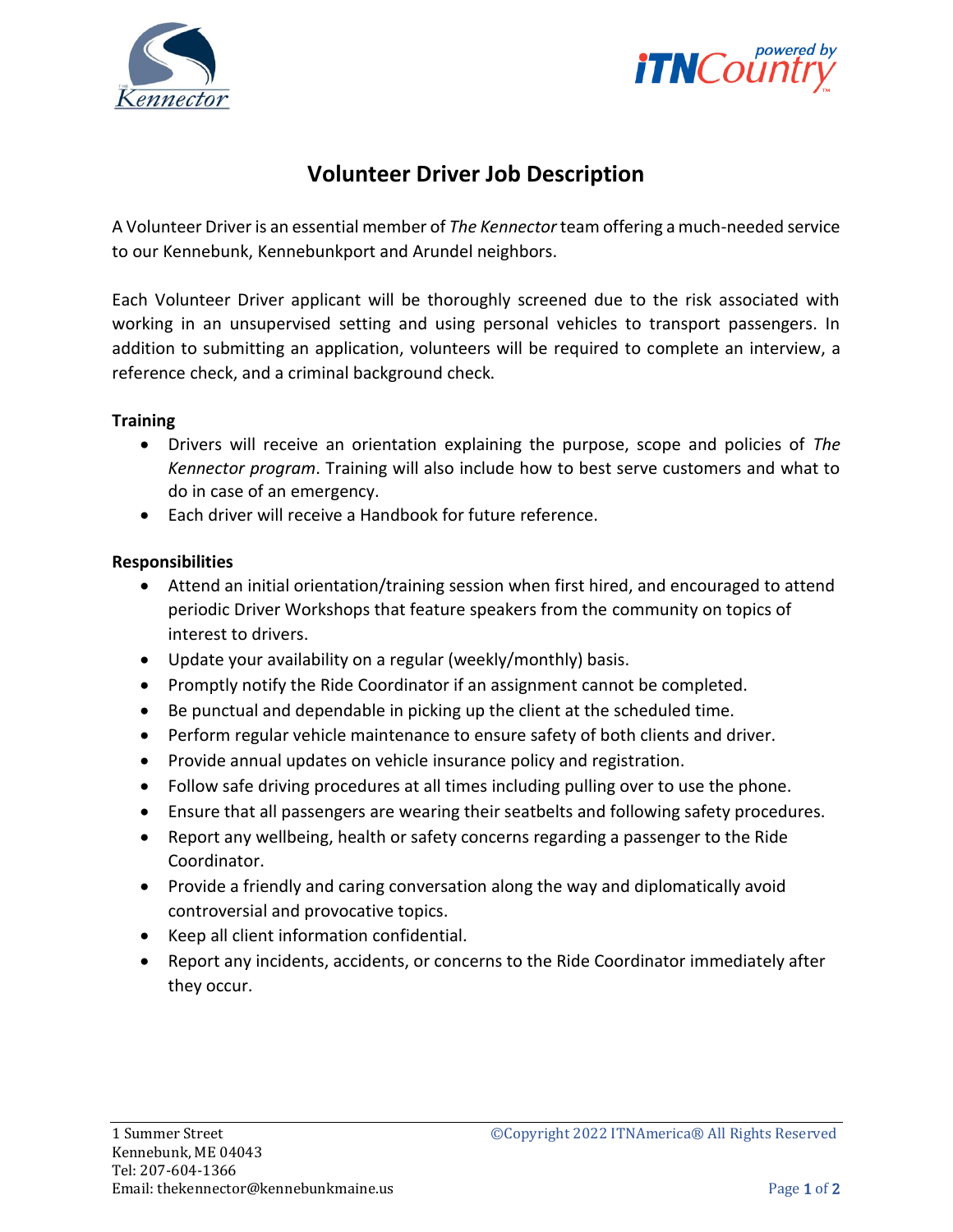# Volunteer Driver Job Description

A Volunteer Driver is an essential member of *The Kennector* team offering a much-needed service to our Kennebunk, Kennebunkport and Arundel neighbors.

Each Volunteer Driver applicant will be thoroughly screened due to the risk associated with working in an unsupervised setting and using personal vehicles to transport passengers. In addition to submitting an application, volunteers will be required to complete an interview, a reference check, and a criminal background check.

**Training**

- Drivers will receive an orientation explaining the purpose, scope and policies of *The Kennector program*. Training will also include how to best serve customers and what to do in case of an emergency.
- Each driver will receive a Handbook for future reference.

**Responsibilities**

- Attend an initial orientation/training session when first hired, and encouraged to attend periodic Driver Workshops that feature speakers from the community on topics of interest to drivers.
- Update your availability on a regular (weekly/monthly) basis.
- Promptly notify the Ride Coordinator if an assignment cannot be completed.
- Be punctual and dependable in picking up the client at the scheduled time.
- Perform regular vehicle maintenance to ensure safety of both clients and driver.
- Provide annual updates on vehicle insurance policy and registration.
- Follow safe driving procedures at all times including pulling over to use the phone.
- Ensure that all passengers are wearing their seatbelts and following safety procedures.
- Report any wellbeing, health or safety concerns regarding a passenger to the Ride Coordinator.
- Provide a friendly and caring conversation along the way and diplomatically avoid controversial and provocative topics.
- Keep all client information confidential.
- Report any incidents, accidents, or concerns to the Ride Coordinator immediately after they occur.

1 Summer Street
Kennebunk, ME 04043
Tel: 207-604-1366
Email: thekennector@kennebunkmaine.us

©Copyright 2022 ITNAmerica® All Rights Reserved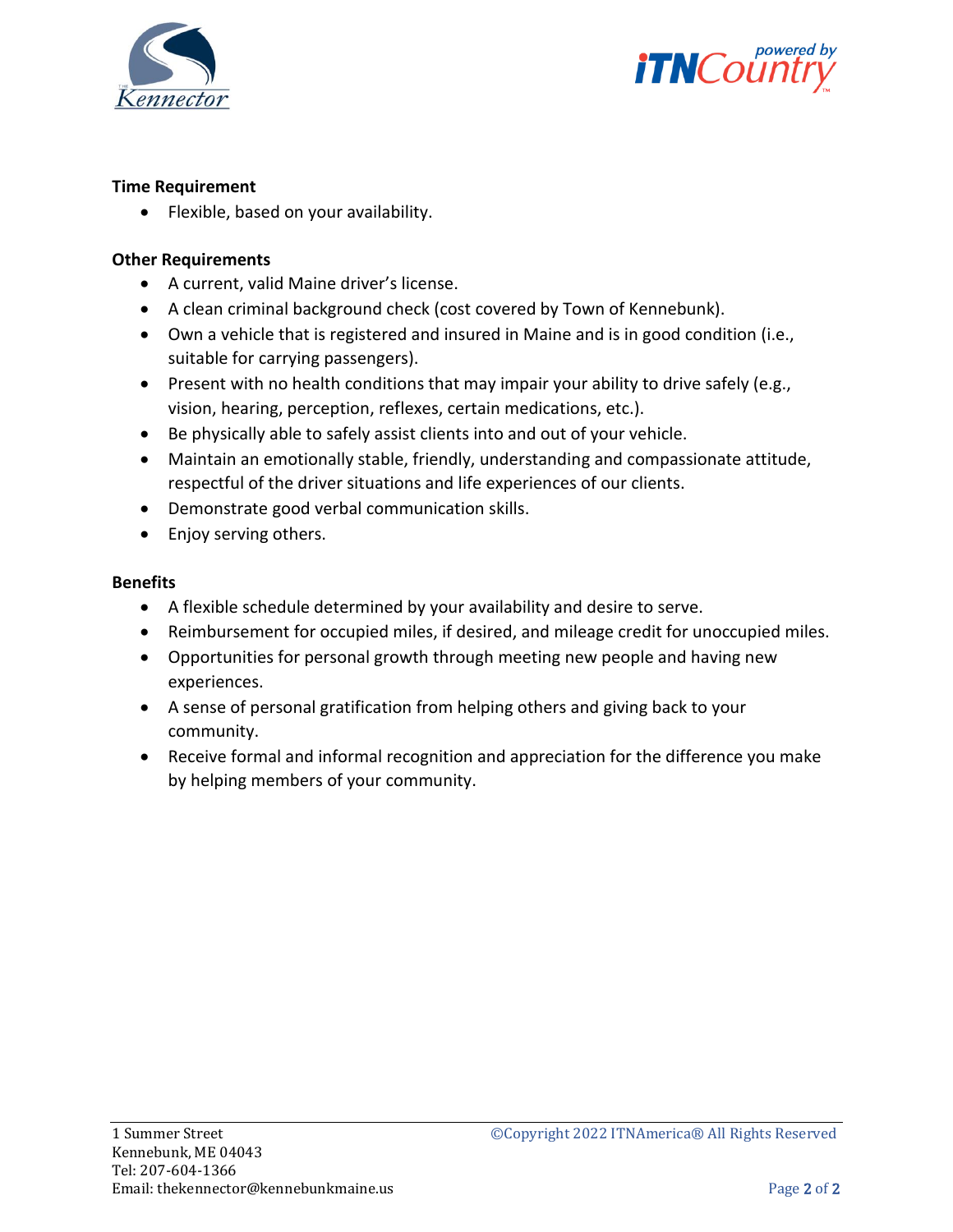**Time Requirement**

- Flexible, based on your availability.

**Other Requirements**

- A current, valid Maine driver's license.
- A clean criminal background check (cost covered by Town of Kennebunk).
- Own a vehicle that is registered and insured in Maine and is in good condition (i.e., suitable for carrying passengers).
- Present with no health conditions that may impair your ability to drive safely (e.g., vision, hearing, perception, reflexes, certain medications, etc.).
- Be physically able to safely assist clients into and out of your vehicle.
- Maintain an emotionally stable, friendly, understanding and compassionate attitude, respectful of the driver situations and life experiences of our clients.
- Demonstrate good verbal communication skills.
- Enjoy serving others.

**Benefits**

- A flexible schedule determined by your availability and desire to serve.
- Reimbursement for occupied miles, if desired, and mileage credit for unoccupied miles.
- Opportunities for personal growth through meeting new people and having new experiences.
- A sense of personal gratification from helping others and giving back to your community.
- Receive formal and informal recognition and appreciation for the difference you make by helping members of your community.

1 Summer Street
Kennebunk, ME 04043
Tel: 207-604-1366
Email: thekennector@kennebunkmaine.us

©Copyright 2022 ITNAmerica® All Rights Reserved